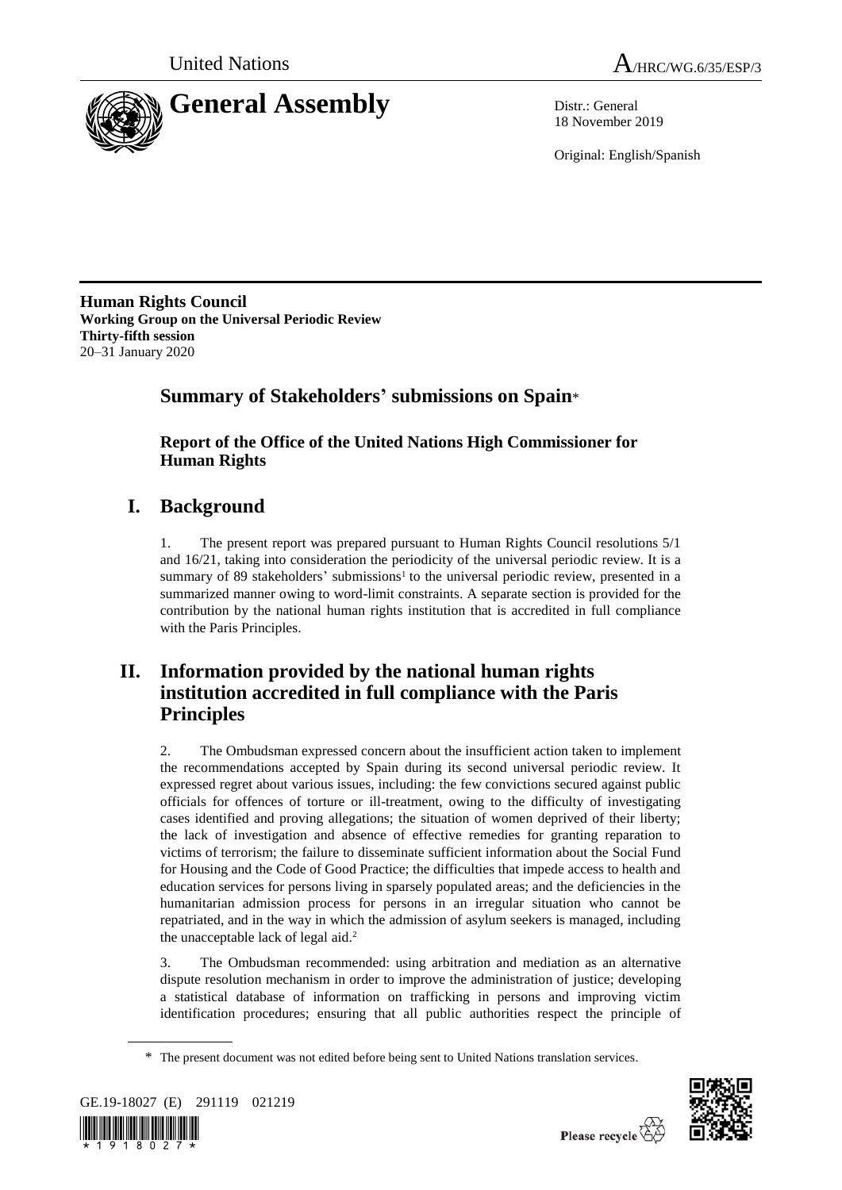United Nations

A/HRC/WG.6/35/ESP/3

# General Assembly

Distr.: General
18 November 2019

Original: English/Spanish

**Human Rights Council**
**Working Group on the Universal Periodic Review**
**Thirty-fifth session**
20–31 January 2020

## Summary of Stakeholders' submissions on Spain*

### Report of the Office of the United Nations High Commissioner for Human Rights

# I. Background

1. The present report was prepared pursuant to Human Rights Council resolutions 5/1 and 16/21, taking into consideration the periodicity of the universal periodic review. It is a summary of 89 stakeholders' submissions[1] to the universal periodic review, presented in a summarized manner owing to word-limit constraints. A separate section is provided for the contribution by the national human rights institution that is accredited in full compliance with the Paris Principles.

# II. Information provided by the national human rights institution accredited in full compliance with the Paris Principles

2. The Ombudsman expressed concern about the insufficient action taken to implement the recommendations accepted by Spain during its second universal periodic review. It expressed regret about various issues, including: the few convictions secured against public officials for offences of torture or ill-treatment, owing to the difficulty of investigating cases identified and proving allegations; the situation of women deprived of their liberty; the lack of investigation and absence of effective remedies for granting reparation to victims of terrorism; the failure to disseminate sufficient information about the Social Fund for Housing and the Code of Good Practice; the difficulties that impede access to health and education services for persons living in sparsely populated areas; and the deficiencies in the humanitarian admission process for persons in an irregular situation who cannot be repatriated, and in the way in which the admission of asylum seekers is managed, including the unacceptable lack of legal aid.[2]

3. The Ombudsman recommended: using arbitration and mediation as an alternative dispute resolution mechanism in order to improve the administration of justice; developing a statistical database of information on trafficking in persons and improving victim identification procedures; ensuring that all public authorities respect the principle of

---

\* The present document was not edited before being sent to United Nations translation services.

GE.19-18027 (E) 291119 021219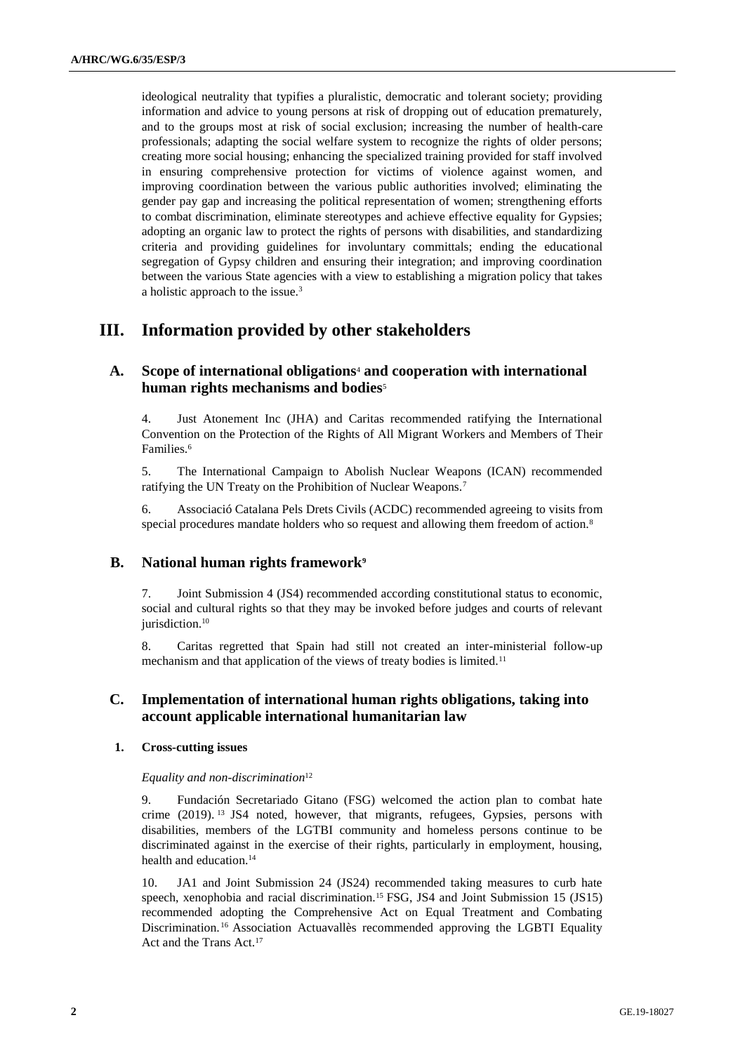ideological neutrality that typifies a pluralistic, democratic and tolerant society; providing information and advice to young persons at risk of dropping out of education prematurely, and to the groups most at risk of social exclusion; increasing the number of health-care professionals; adapting the social welfare system to recognize the rights of older persons; creating more social housing; enhancing the specialized training provided for staff involved in ensuring comprehensive protection for victims of violence against women, and improving coordination between the various public authorities involved; eliminating the gender pay gap and increasing the political representation of women; strengthening efforts to combat discrimination, eliminate stereotypes and achieve effective equality for Gypsies; adopting an organic law to protect the rights of persons with disabilities, and standardizing criteria and providing guidelines for involuntary committals; ending the educational segregation of Gypsy children and ensuring their integration; and improving coordination between the various State agencies with a view to establishing a migration policy that takes a holistic approach to the issue.[3]

# III. Information provided by other stakeholders

## A. Scope of international obligations[4] and cooperation with international human rights mechanisms and bodies[5]

4. Just Atonement Inc (JHA) and Caritas recommended ratifying the International Convention on the Protection of the Rights of All Migrant Workers and Members of Their Families.[6]

5. The International Campaign to Abolish Nuclear Weapons (ICAN) recommended ratifying the UN Treaty on the Prohibition of Nuclear Weapons.[7]

6. Associació Catalana Pels Drets Civils (ACDC) recommended agreeing to visits from special procedures mandate holders who so request and allowing them freedom of action.[8]

## B. National human rights framework[9]

7. Joint Submission 4 (JS4) recommended according constitutional status to economic, social and cultural rights so that they may be invoked before judges and courts of relevant jurisdiction.[10]

8. Caritas regretted that Spain had still not created an inter-ministerial follow-up mechanism and that application of the views of treaty bodies is limited.[11]

## C. Implementation of international human rights obligations, taking into account applicable international humanitarian law

### 1. Cross-cutting issues

*Equality and non-discrimination*[12]

9. Fundación Secretariado Gitano (FSG) welcomed the action plan to combat hate crime (2019).[13] JS4 noted, however, that migrants, refugees, Gypsies, persons with disabilities, members of the LGTBI community and homeless persons continue to be discriminated against in the exercise of their rights, particularly in employment, housing, health and education.[14]

10. JA1 and Joint Submission 24 (JS24) recommended taking measures to curb hate speech, xenophobia and racial discrimination.[15] FSG, JS4 and Joint Submission 15 (JS15) recommended adopting the Comprehensive Act on Equal Treatment and Combating Discrimination.[16] Association Actuavallès recommended approving the LGBTI Equality Act and the Trans Act.[17]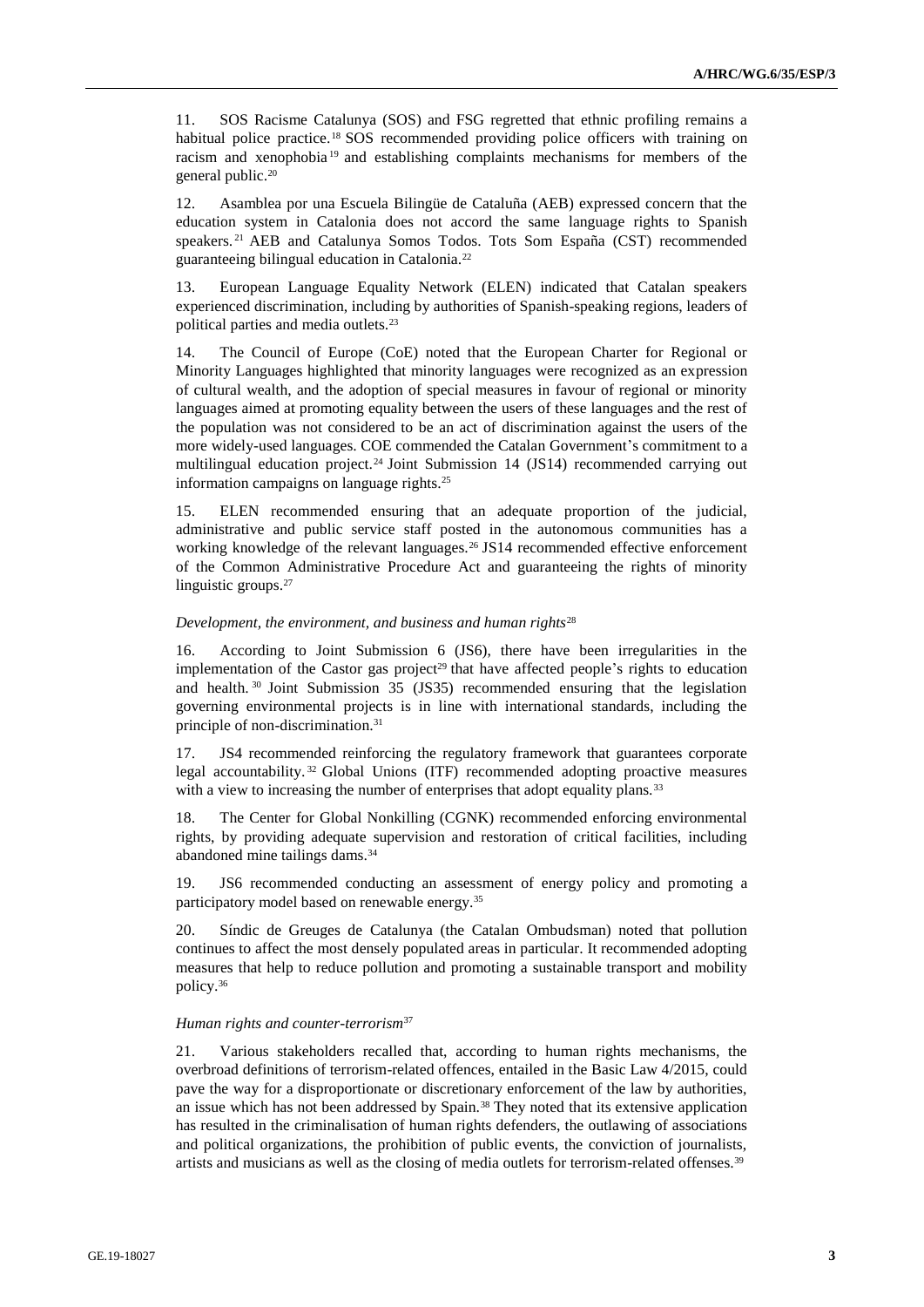11. SOS Racisme Catalunya (SOS) and FSG regretted that ethnic profiling remains a habitual police practice.[18] SOS recommended providing police officers with training on racism and xenophobia[19] and establishing complaints mechanisms for members of the general public.[20]

12. Asamblea por una Escuela Bilingüe de Cataluña (AEB) expressed concern that the education system in Catalonia does not accord the same language rights to Spanish speakers.[21] AEB and Catalunya Somos Todos. Tots Som España (CST) recommended guaranteeing bilingual education in Catalonia.[22]

13. European Language Equality Network (ELEN) indicated that Catalan speakers experienced discrimination, including by authorities of Spanish-speaking regions, leaders of political parties and media outlets.[23]

14. The Council of Europe (CoE) noted that the European Charter for Regional or Minority Languages highlighted that minority languages were recognized as an expression of cultural wealth, and the adoption of special measures in favour of regional or minority languages aimed at promoting equality between the users of these languages and the rest of the population was not considered to be an act of discrimination against the users of the more widely-used languages. COE commended the Catalan Government's commitment to a multilingual education project.[24] Joint Submission 14 (JS14) recommended carrying out information campaigns on language rights.[25]

15. ELEN recommended ensuring that an adequate proportion of the judicial, administrative and public service staff posted in the autonomous communities has a working knowledge of the relevant languages.[26] JS14 recommended effective enforcement of the Common Administrative Procedure Act and guaranteeing the rights of minority linguistic groups.[27]

*Development, the environment, and business and human rights*[28]

16. According to Joint Submission 6 (JS6), there have been irregularities in the implementation of the Castor gas project[29] that have affected people's rights to education and health.[30] Joint Submission 35 (JS35) recommended ensuring that the legislation governing environmental projects is in line with international standards, including the principle of non-discrimination.[31]

17. JS4 recommended reinforcing the regulatory framework that guarantees corporate legal accountability.[32] Global Unions (ITF) recommended adopting proactive measures with a view to increasing the number of enterprises that adopt equality plans.[33]

18. The Center for Global Nonkilling (CGNK) recommended enforcing environmental rights, by providing adequate supervision and restoration of critical facilities, including abandoned mine tailings dams.[34]

19. JS6 recommended conducting an assessment of energy policy and promoting a participatory model based on renewable energy.[35]

20. Síndic de Greuges de Catalunya (the Catalan Ombudsman) noted that pollution continues to affect the most densely populated areas in particular. It recommended adopting measures that help to reduce pollution and promoting a sustainable transport and mobility policy.[36]

*Human rights and counter-terrorism*[37]

21. Various stakeholders recalled that, according to human rights mechanisms, the overbroad definitions of terrorism-related offences, entailed in the Basic Law 4/2015, could pave the way for a disproportionate or discretionary enforcement of the law by authorities, an issue which has not been addressed by Spain.[38] They noted that its extensive application has resulted in the criminalisation of human rights defenders, the outlawing of associations and political organizations, the prohibition of public events, the conviction of journalists, artists and musicians as well as the closing of media outlets for terrorism-related offenses.[39]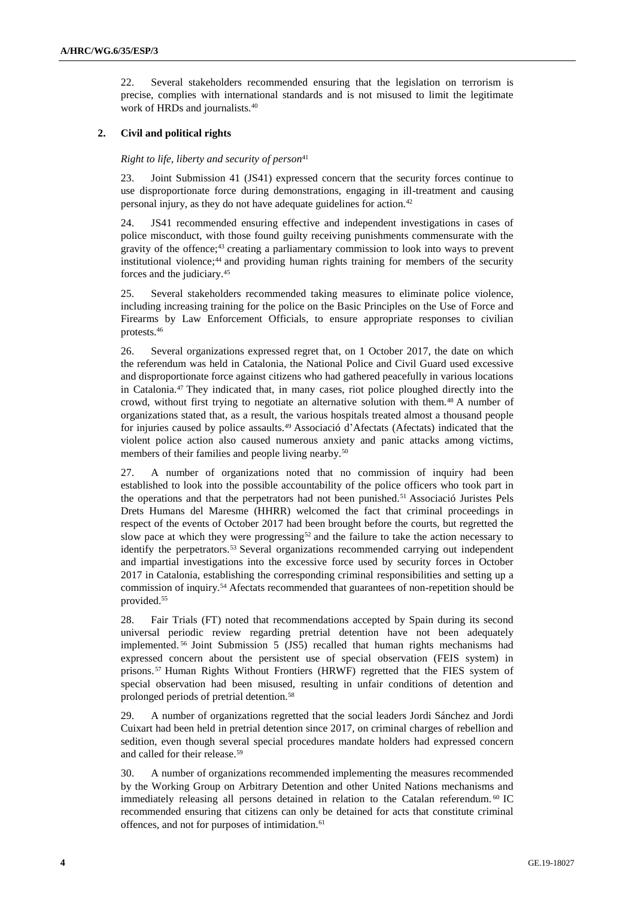22. Several stakeholders recommended ensuring that the legislation on terrorism is precise, complies with international standards and is not misused to limit the legitimate work of HRDs and journalists.[40]

### 2. Civil and political rights

*Right to life, liberty and security of person*[41]

23. Joint Submission 41 (JS41) expressed concern that the security forces continue to use disproportionate force during demonstrations, engaging in ill-treatment and causing personal injury, as they do not have adequate guidelines for action.[42]

24. JS41 recommended ensuring effective and independent investigations in cases of police misconduct, with those found guilty receiving punishments commensurate with the gravity of the offence;[43] creating a parliamentary commission to look into ways to prevent institutional violence;[44] and providing human rights training for members of the security forces and the judiciary.[45]

25. Several stakeholders recommended taking measures to eliminate police violence, including increasing training for the police on the Basic Principles on the Use of Force and Firearms by Law Enforcement Officials, to ensure appropriate responses to civilian protests.[46]

26. Several organizations expressed regret that, on 1 October 2017, the date on which the referendum was held in Catalonia, the National Police and Civil Guard used excessive and disproportionate force against citizens who had gathered peacefully in various locations in Catalonia.[47] They indicated that, in many cases, riot police ploughed directly into the crowd, without first trying to negotiate an alternative solution with them.[48] A number of organizations stated that, as a result, the various hospitals treated almost a thousand people for injuries caused by police assaults.[49] Associació d'Afectats (Afectats) indicated that the violent police action also caused numerous anxiety and panic attacks among victims, members of their families and people living nearby.[50]

27. A number of organizations noted that no commission of inquiry had been established to look into the possible accountability of the police officers who took part in the operations and that the perpetrators had not been punished.[51] Associació Juristes Pels Drets Humans del Maresme (HHRR) welcomed the fact that criminal proceedings in respect of the events of October 2017 had been brought before the courts, but regretted the slow pace at which they were progressing[52] and the failure to take the action necessary to identify the perpetrators.[53] Several organizations recommended carrying out independent and impartial investigations into the excessive force used by security forces in October 2017 in Catalonia, establishing the corresponding criminal responsibilities and setting up a commission of inquiry.[54] Afectats recommended that guarantees of non-repetition should be provided.[55]

28. Fair Trials (FT) noted that recommendations accepted by Spain during its second universal periodic review regarding pretrial detention have not been adequately implemented.[56] Joint Submission 5 (JS5) recalled that human rights mechanisms had expressed concern about the persistent use of special observation (FEIS system) in prisons.[57] Human Rights Without Frontiers (HRWF) regretted that the FIES system of special observation had been misused, resulting in unfair conditions of detention and prolonged periods of pretrial detention.[58]

29. A number of organizations regretted that the social leaders Jordi Sánchez and Jordi Cuixart had been held in pretrial detention since 2017, on criminal charges of rebellion and sedition, even though several special procedures mandate holders had expressed concern and called for their release.[59]

30. A number of organizations recommended implementing the measures recommended by the Working Group on Arbitrary Detention and other United Nations mechanisms and immediately releasing all persons detained in relation to the Catalan referendum.[60] IC recommended ensuring that citizens can only be detained for acts that constitute criminal offences, and not for purposes of intimidation.[61]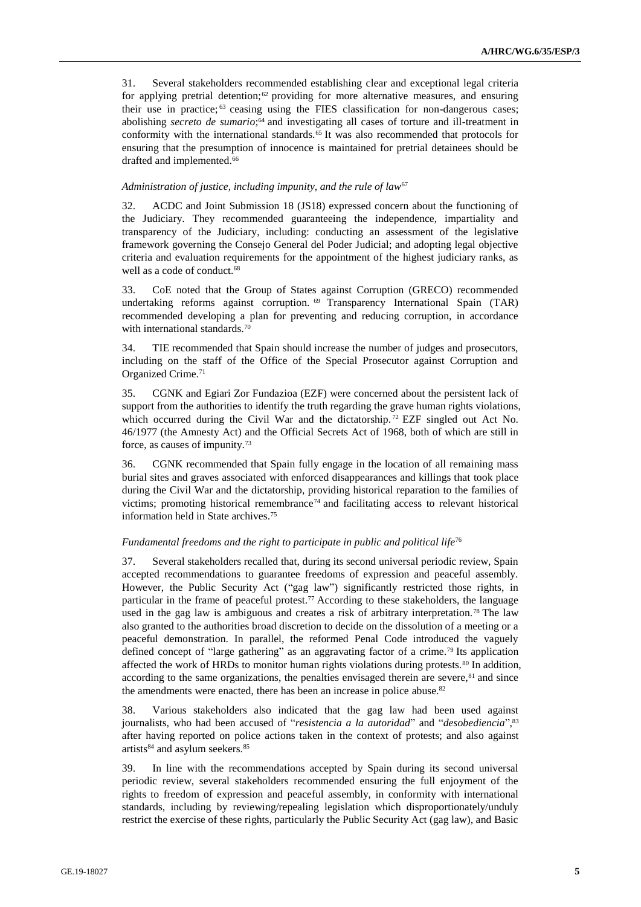31. Several stakeholders recommended establishing clear and exceptional legal criteria for applying pretrial detention;[62] providing for more alternative measures, and ensuring their use in practice;[63] ceasing using the FIES classification for non-dangerous cases; abolishing *secreto de sumario*;[64] and investigating all cases of torture and ill-treatment in conformity with the international standards.[65] It was also recommended that protocols for ensuring that the presumption of innocence is maintained for pretrial detainees should be drafted and implemented.[66]

*Administration of justice, including impunity, and the rule of law*[67]

32. ACDC and Joint Submission 18 (JS18) expressed concern about the functioning of the Judiciary. They recommended guaranteeing the independence, impartiality and transparency of the Judiciary, including: conducting an assessment of the legislative framework governing the Consejo General del Poder Judicial; and adopting legal objective criteria and evaluation requirements for the appointment of the highest judiciary ranks, as well as a code of conduct.[68]

33. CoE noted that the Group of States against Corruption (GRECO) recommended undertaking reforms against corruption.[69] Transparency International Spain (TAR) recommended developing a plan for preventing and reducing corruption, in accordance with international standards.[70]

34. TIE recommended that Spain should increase the number of judges and prosecutors, including on the staff of the Office of the Special Prosecutor against Corruption and Organized Crime.[71]

35. CGNK and Egiari Zor Fundazioa (EZF) were concerned about the persistent lack of support from the authorities to identify the truth regarding the grave human rights violations, which occurred during the Civil War and the dictatorship.[72] EZF singled out Act No. 46/1977 (the Amnesty Act) and the Official Secrets Act of 1968, both of which are still in force, as causes of impunity.[73]

36. CGNK recommended that Spain fully engage in the location of all remaining mass burial sites and graves associated with enforced disappearances and killings that took place during the Civil War and the dictatorship, providing historical reparation to the families of victims; promoting historical remembrance[74] and facilitating access to relevant historical information held in State archives.[75]

*Fundamental freedoms and the right to participate in public and political life*[76]

37. Several stakeholders recalled that, during its second universal periodic review, Spain accepted recommendations to guarantee freedoms of expression and peaceful assembly. However, the Public Security Act ("gag law") significantly restricted those rights, in particular in the frame of peaceful protest.[77] According to these stakeholders, the language used in the gag law is ambiguous and creates a risk of arbitrary interpretation.[78] The law also granted to the authorities broad discretion to decide on the dissolution of a meeting or a peaceful demonstration. In parallel, the reformed Penal Code introduced the vaguely defined concept of "large gathering" as an aggravating factor of a crime.[79] Its application affected the work of HRDs to monitor human rights violations during protests.[80] In addition, according to the same organizations, the penalties envisaged therein are severe,[81] and since the amendments were enacted, there has been an increase in police abuse.[82]

38. Various stakeholders also indicated that the gag law had been used against journalists, who had been accused of "*resistencia a la autoridad*" and "*desobediencia*",[83] after having reported on police actions taken in the context of protests; and also against artists[84] and asylum seekers.[85]

39. In line with the recommendations accepted by Spain during its second universal periodic review, several stakeholders recommended ensuring the full enjoyment of the rights to freedom of expression and peaceful assembly, in conformity with international standards, including by reviewing/repealing legislation which disproportionately/unduly restrict the exercise of these rights, particularly the Public Security Act (gag law), and Basic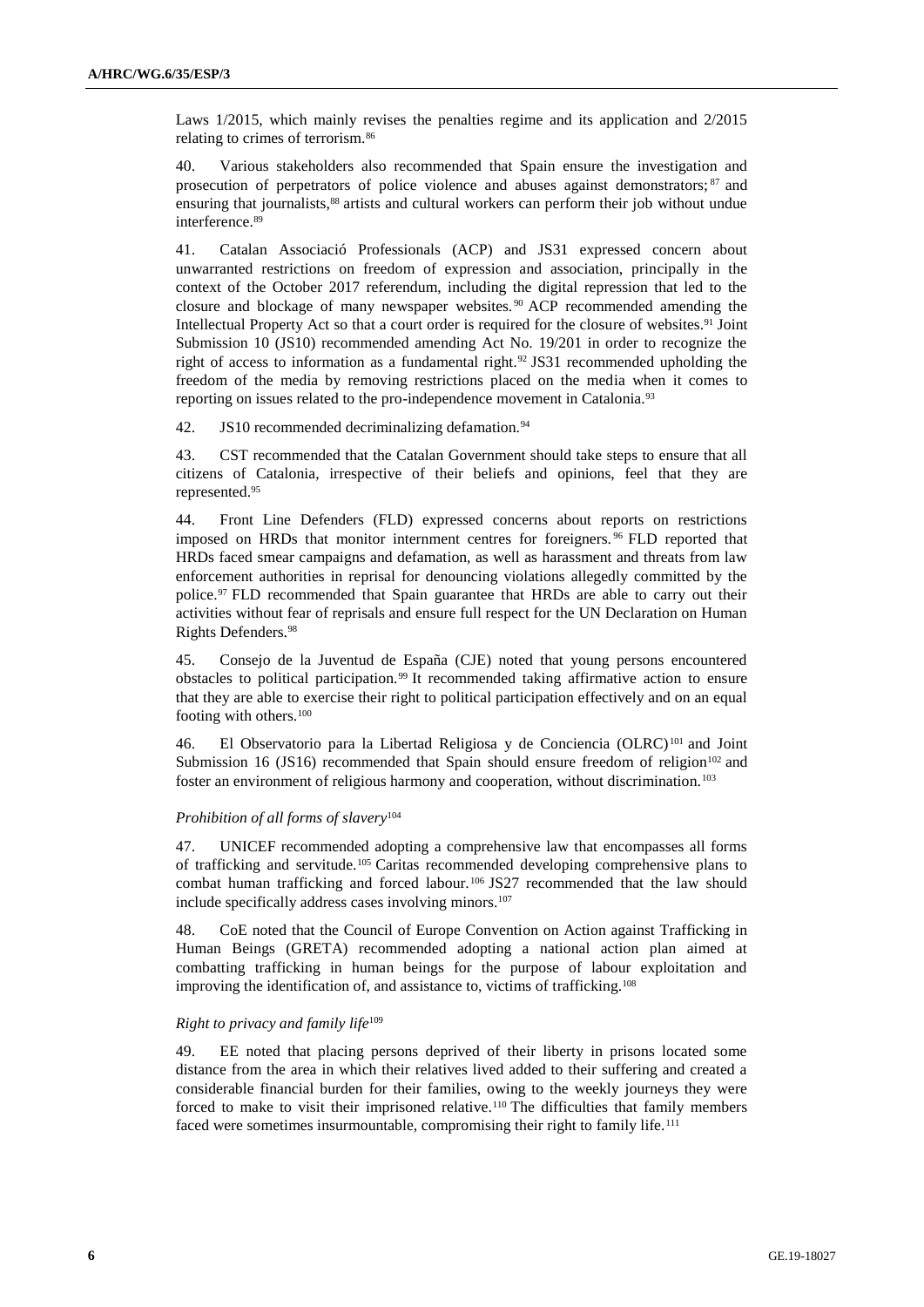Laws 1/2015, which mainly revises the penalties regime and its application and 2/2015 relating to crimes of terrorism.[86]

40. Various stakeholders also recommended that Spain ensure the investigation and prosecution of perpetrators of police violence and abuses against demonstrators;[87] and ensuring that journalists,[88] artists and cultural workers can perform their job without undue interference.[89]

41. Catalan Associació Professionals (ACP) and JS31 expressed concern about unwarranted restrictions on freedom of expression and association, principally in the context of the October 2017 referendum, including the digital repression that led to the closure and blockage of many newspaper websites.[90] ACP recommended amending the Intellectual Property Act so that a court order is required for the closure of websites.[91] Joint Submission 10 (JS10) recommended amending Act No. 19/201 in order to recognize the right of access to information as a fundamental right.[92] JS31 recommended upholding the freedom of the media by removing restrictions placed on the media when it comes to reporting on issues related to the pro-independence movement in Catalonia.[93]

42. JS10 recommended decriminalizing defamation.[94]

43. CST recommended that the Catalan Government should take steps to ensure that all citizens of Catalonia, irrespective of their beliefs and opinions, feel that they are represented.[95]

44. Front Line Defenders (FLD) expressed concerns about reports on restrictions imposed on HRDs that monitor internment centres for foreigners.[96] FLD reported that HRDs faced smear campaigns and defamation, as well as harassment and threats from law enforcement authorities in reprisal for denouncing violations allegedly committed by the police.[97] FLD recommended that Spain guarantee that HRDs are able to carry out their activities without fear of reprisals and ensure full respect for the UN Declaration on Human Rights Defenders.[98]

45. Consejo de la Juventud de España (CJE) noted that young persons encountered obstacles to political participation.[99] It recommended taking affirmative action to ensure that they are able to exercise their right to political participation effectively and on an equal footing with others.[100]

46. El Observatorio para la Libertad Religiosa y de Conciencia (OLRC)[101] and Joint Submission 16 (JS16) recommended that Spain should ensure freedom of religion[102] and foster an environment of religious harmony and cooperation, without discrimination.[103]

#### *Prohibition of all forms of slavery*[104]

47. UNICEF recommended adopting a comprehensive law that encompasses all forms of trafficking and servitude.[105] Caritas recommended developing comprehensive plans to combat human trafficking and forced labour.[106] JS27 recommended that the law should include specifically address cases involving minors.[107]

48. CoE noted that the Council of Europe Convention on Action against Trafficking in Human Beings (GRETA) recommended adopting a national action plan aimed at combatting trafficking in human beings for the purpose of labour exploitation and improving the identification of, and assistance to, victims of trafficking.[108]

#### *Right to privacy and family life*[109]

49. EE noted that placing persons deprived of their liberty in prisons located some distance from the area in which their relatives lived added to their suffering and created a considerable financial burden for their families, owing to the weekly journeys they were forced to make to visit their imprisoned relative.[110] The difficulties that family members faced were sometimes insurmountable, compromising their right to family life.[111]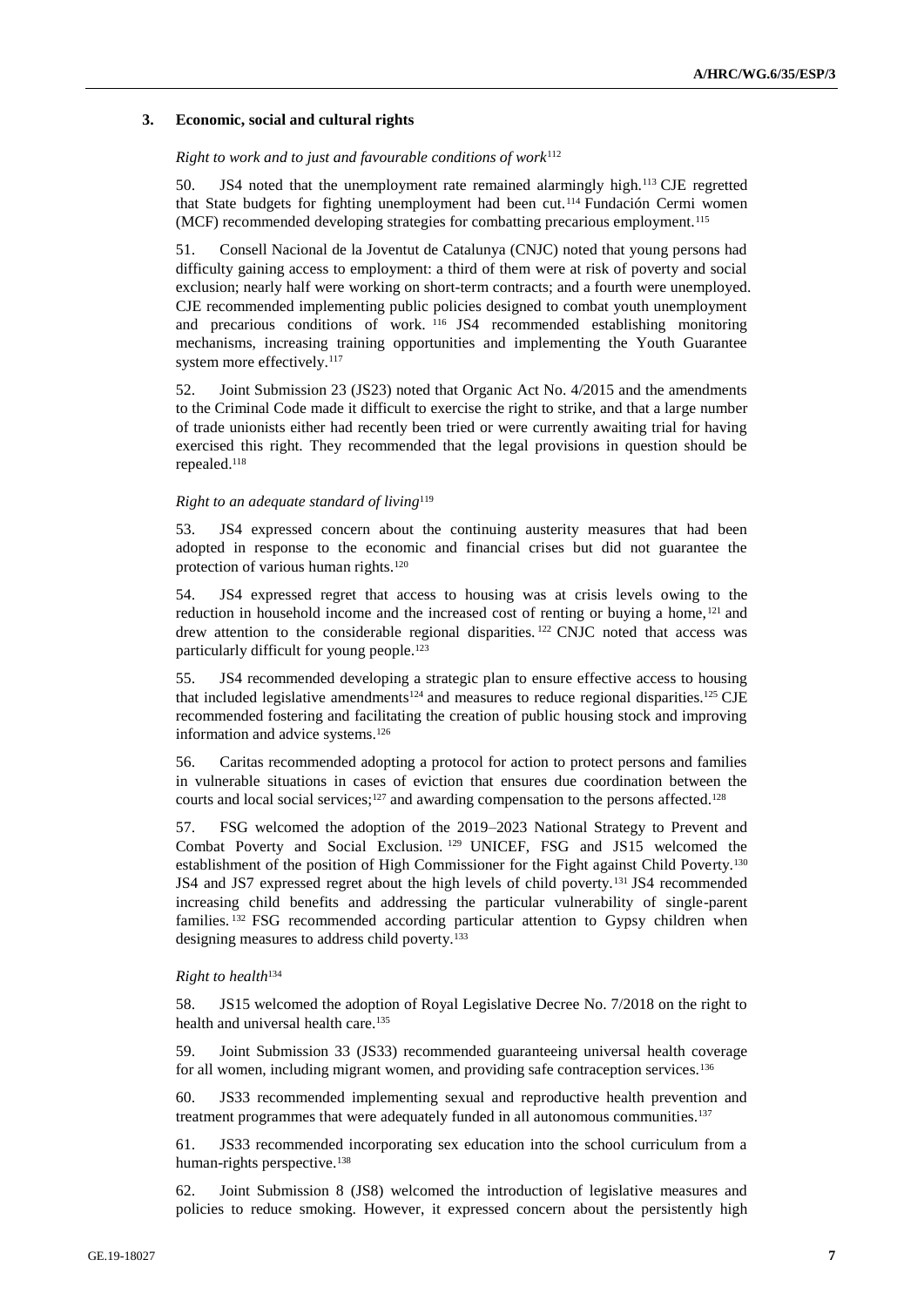### 3. Economic, social and cultural rights

*Right to work and to just and favourable conditions of work*[112]

50. JS4 noted that the unemployment rate remained alarmingly high.[113] CJE regretted that State budgets for fighting unemployment had been cut.[114] Fundación Cermi women (MCF) recommended developing strategies for combatting precarious employment.[115]

51. Consell Nacional de la Joventut de Catalunya (CNJC) noted that young persons had difficulty gaining access to employment: a third of them were at risk of poverty and social exclusion; nearly half were working on short-term contracts; and a fourth were unemployed. CJE recommended implementing public policies designed to combat youth unemployment and precarious conditions of work.[116] JS4 recommended establishing monitoring mechanisms, increasing training opportunities and implementing the Youth Guarantee system more effectively.[117]

52. Joint Submission 23 (JS23) noted that Organic Act No. 4/2015 and the amendments to the Criminal Code made it difficult to exercise the right to strike, and that a large number of trade unionists either had recently been tried or were currently awaiting trial for having exercised this right. They recommended that the legal provisions in question should be repealed.[118]

*Right to an adequate standard of living*[119]

53. JS4 expressed concern about the continuing austerity measures that had been adopted in response to the economic and financial crises but did not guarantee the protection of various human rights.[120]

54. JS4 expressed regret that access to housing was at crisis levels owing to the reduction in household income and the increased cost of renting or buying a home,[121] and drew attention to the considerable regional disparities.[122] CNJC noted that access was particularly difficult for young people.[123]

55. JS4 recommended developing a strategic plan to ensure effective access to housing that included legislative amendments[124] and measures to reduce regional disparities.[125] CJE recommended fostering and facilitating the creation of public housing stock and improving information and advice systems.[126]

56. Caritas recommended adopting a protocol for action to protect persons and families in vulnerable situations in cases of eviction that ensures due coordination between the courts and local social services;[127] and awarding compensation to the persons affected.[128]

57. FSG welcomed the adoption of the 2019–2023 National Strategy to Prevent and Combat Poverty and Social Exclusion.[129] UNICEF, FSG and JS15 welcomed the establishment of the position of High Commissioner for the Fight against Child Poverty.[130] JS4 and JS7 expressed regret about the high levels of child poverty.[131] JS4 recommended increasing child benefits and addressing the particular vulnerability of single-parent families.[132] FSG recommended according particular attention to Gypsy children when designing measures to address child poverty.[133]

*Right to health*[134]

58. JS15 welcomed the adoption of Royal Legislative Decree No. 7/2018 on the right to health and universal health care.[135]

59. Joint Submission 33 (JS33) recommended guaranteeing universal health coverage for all women, including migrant women, and providing safe contraception services.[136]

60. JS33 recommended implementing sexual and reproductive health prevention and treatment programmes that were adequately funded in all autonomous communities.[137]

61. JS33 recommended incorporating sex education into the school curriculum from a human-rights perspective.[138]

62. Joint Submission 8 (JS8) welcomed the introduction of legislative measures and policies to reduce smoking. However, it expressed concern about the persistently high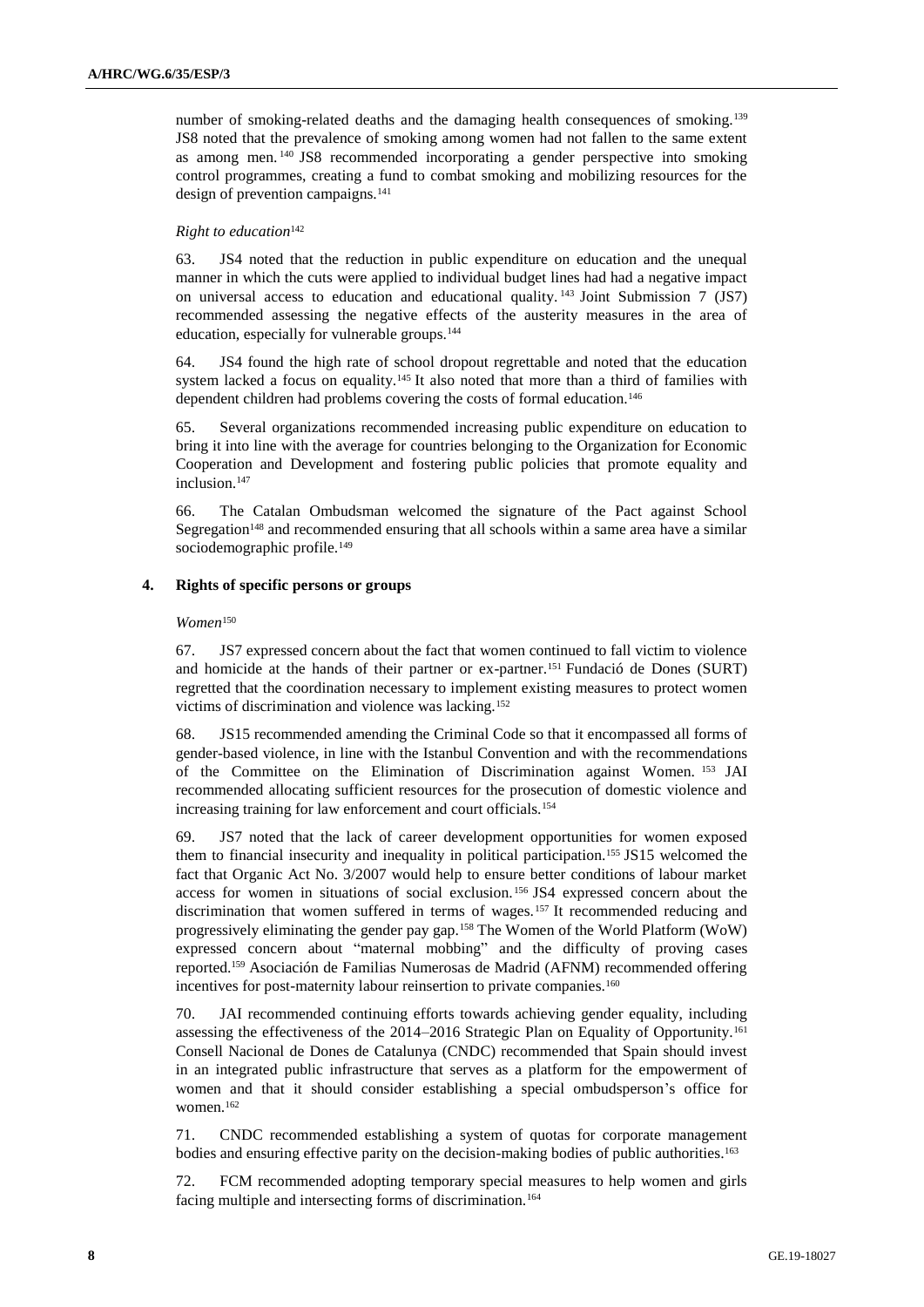number of smoking-related deaths and the damaging health consequences of smoking.[139] JS8 noted that the prevalence of smoking among women had not fallen to the same extent as among men.[140] JS8 recommended incorporating a gender perspective into smoking control programmes, creating a fund to combat smoking and mobilizing resources for the design of prevention campaigns.[141]

*Right to education*[142]

63. JS4 noted that the reduction in public expenditure on education and the unequal manner in which the cuts were applied to individual budget lines had had a negative impact on universal access to education and educational quality.[143] Joint Submission 7 (JS7) recommended assessing the negative effects of the austerity measures in the area of education, especially for vulnerable groups.[144]

64. JS4 found the high rate of school dropout regrettable and noted that the education system lacked a focus on equality.[145] It also noted that more than a third of families with dependent children had problems covering the costs of formal education.[146]

65. Several organizations recommended increasing public expenditure on education to bring it into line with the average for countries belonging to the Organization for Economic Cooperation and Development and fostering public policies that promote equality and inclusion.[147]

66. The Catalan Ombudsman welcomed the signature of the Pact against School Segregation[148] and recommended ensuring that all schools within a same area have a similar sociodemographic profile.[149]

## 4. Rights of specific persons or groups

*Women*[150]

67. JS7 expressed concern about the fact that women continued to fall victim to violence and homicide at the hands of their partner or ex-partner.[151] Fundació de Dones (SURT) regretted that the coordination necessary to implement existing measures to protect women victims of discrimination and violence was lacking.[152]

68. JS15 recommended amending the Criminal Code so that it encompassed all forms of gender-based violence, in line with the Istanbul Convention and with the recommendations of the Committee on the Elimination of Discrimination against Women.[153] JAI recommended allocating sufficient resources for the prosecution of domestic violence and increasing training for law enforcement and court officials.[154]

69. JS7 noted that the lack of career development opportunities for women exposed them to financial insecurity and inequality in political participation.[155] JS15 welcomed the fact that Organic Act No. 3/2007 would help to ensure better conditions of labour market access for women in situations of social exclusion.[156] JS4 expressed concern about the discrimination that women suffered in terms of wages.[157] It recommended reducing and progressively eliminating the gender pay gap.[158] The Women of the World Platform (WoW) expressed concern about "maternal mobbing" and the difficulty of proving cases reported.[159] Asociación de Familias Numerosas de Madrid (AFNM) recommended offering incentives for post-maternity labour reinsertion to private companies.[160]

70. JAI recommended continuing efforts towards achieving gender equality, including assessing the effectiveness of the 2014–2016 Strategic Plan on Equality of Opportunity.[161] Consell Nacional de Dones de Catalunya (CNDC) recommended that Spain should invest in an integrated public infrastructure that serves as a platform for the empowerment of women and that it should consider establishing a special ombudsperson's office for women.[162]

71. CNDC recommended establishing a system of quotas for corporate management bodies and ensuring effective parity on the decision-making bodies of public authorities.[163]

72. FCM recommended adopting temporary special measures to help women and girls facing multiple and intersecting forms of discrimination.[164]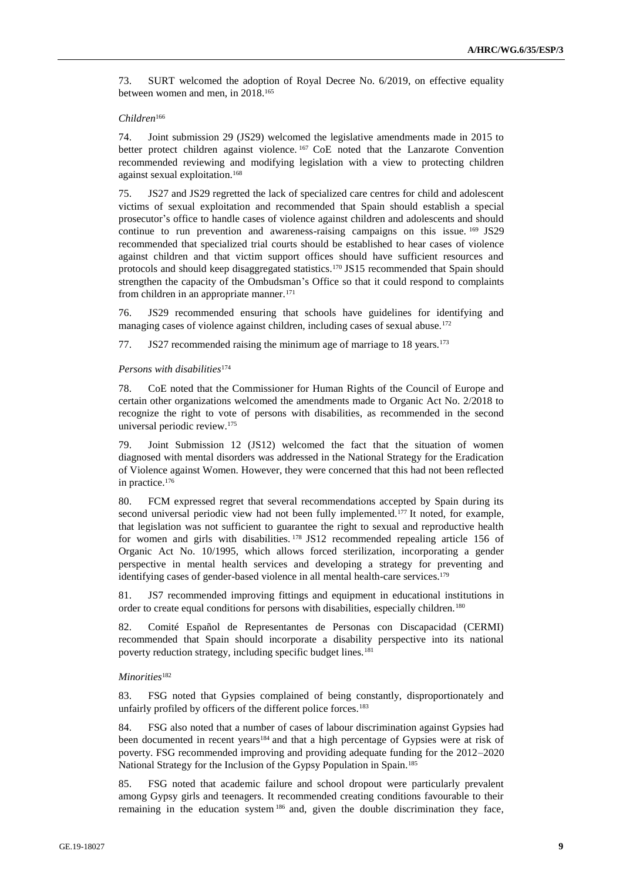73. SURT welcomed the adoption of Royal Decree No. 6/2019, on effective equality between women and men, in 2018.[165]

*Children*[166]

74. Joint submission 29 (JS29) welcomed the legislative amendments made in 2015 to better protect children against violence.[167] CoE noted that the Lanzarote Convention recommended reviewing and modifying legislation with a view to protecting children against sexual exploitation.[168]

75. JS27 and JS29 regretted the lack of specialized care centres for child and adolescent victims of sexual exploitation and recommended that Spain should establish a special prosecutor's office to handle cases of violence against children and adolescents and should continue to run prevention and awareness-raising campaigns on this issue.[169] JS29 recommended that specialized trial courts should be established to hear cases of violence against children and that victim support offices should have sufficient resources and protocols and should keep disaggregated statistics.[170] JS15 recommended that Spain should strengthen the capacity of the Ombudsman's Office so that it could respond to complaints from children in an appropriate manner.[171]

76. JS29 recommended ensuring that schools have guidelines for identifying and managing cases of violence against children, including cases of sexual abuse.[172]

77. JS27 recommended raising the minimum age of marriage to 18 years.[173]

*Persons with disabilities*[174]

78. CoE noted that the Commissioner for Human Rights of the Council of Europe and certain other organizations welcomed the amendments made to Organic Act No. 2/2018 to recognize the right to vote of persons with disabilities, as recommended in the second universal periodic review.[175]

79. Joint Submission 12 (JS12) welcomed the fact that the situation of women diagnosed with mental disorders was addressed in the National Strategy for the Eradication of Violence against Women. However, they were concerned that this had not been reflected in practice.[176]

80. FCM expressed regret that several recommendations accepted by Spain during its second universal periodic view had not been fully implemented.[177] It noted, for example, that legislation was not sufficient to guarantee the right to sexual and reproductive health for women and girls with disabilities.[178] JS12 recommended repealing article 156 of Organic Act No. 10/1995, which allows forced sterilization, incorporating a gender perspective in mental health services and developing a strategy for preventing and identifying cases of gender-based violence in all mental health-care services.[179]

81. JS7 recommended improving fittings and equipment in educational institutions in order to create equal conditions for persons with disabilities, especially children.[180]

82. Comité Español de Representantes de Personas con Discapacidad (CERMI) recommended that Spain should incorporate a disability perspective into its national poverty reduction strategy, including specific budget lines.[181]

*Minorities*[182]

83. FSG noted that Gypsies complained of being constantly, disproportionately and unfairly profiled by officers of the different police forces.[183]

84. FSG also noted that a number of cases of labour discrimination against Gypsies had been documented in recent years[184] and that a high percentage of Gypsies were at risk of poverty. FSG recommended improving and providing adequate funding for the 2012–2020 National Strategy for the Inclusion of the Gypsy Population in Spain.[185]

85. FSG noted that academic failure and school dropout were particularly prevalent among Gypsy girls and teenagers. It recommended creating conditions favourable to their remaining in the education system[186] and, given the double discrimination they face,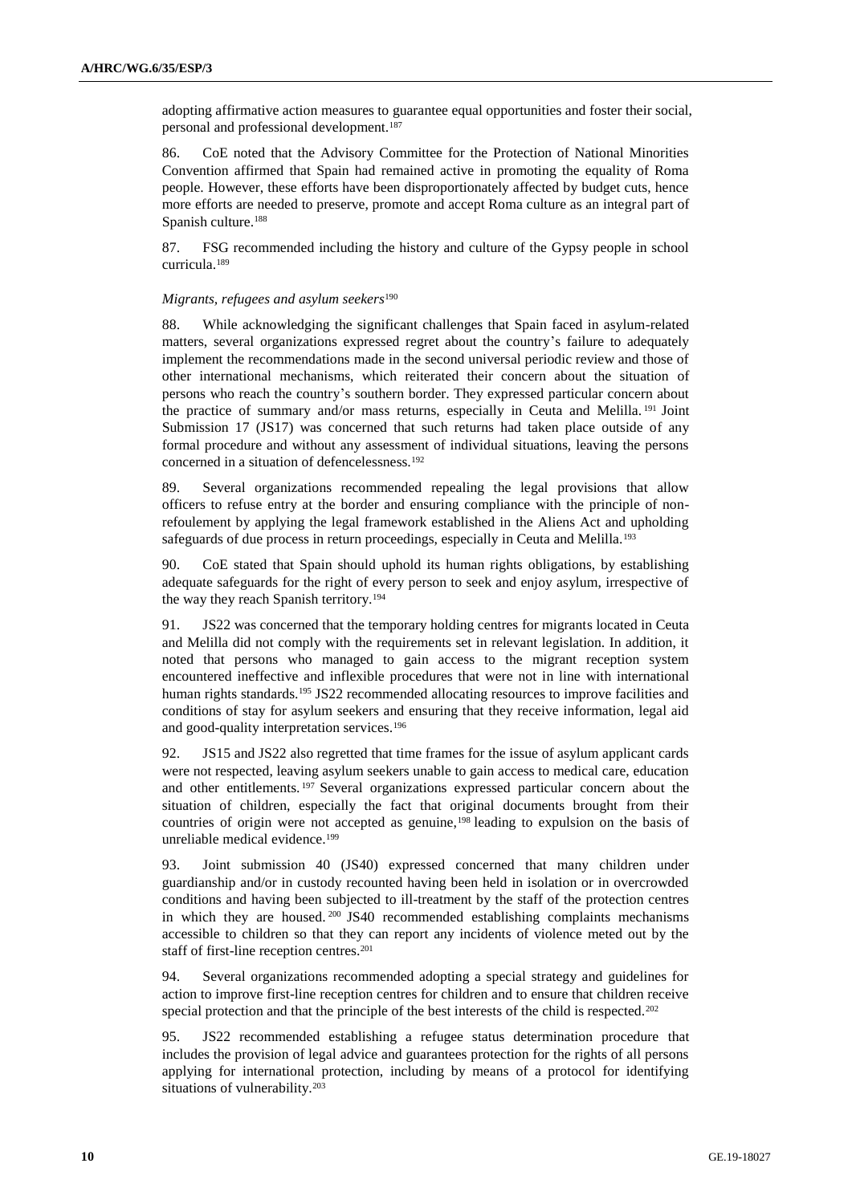adopting affirmative action measures to guarantee equal opportunities and foster their social, personal and professional development.[187]

86. CoE noted that the Advisory Committee for the Protection of National Minorities Convention affirmed that Spain had remained active in promoting the equality of Roma people. However, these efforts have been disproportionately affected by budget cuts, hence more efforts are needed to preserve, promote and accept Roma culture as an integral part of Spanish culture.[188]

87. FSG recommended including the history and culture of the Gypsy people in school curricula.[189]

*Migrants, refugees and asylum seekers*[190]

88. While acknowledging the significant challenges that Spain faced in asylum-related matters, several organizations expressed regret about the country's failure to adequately implement the recommendations made in the second universal periodic review and those of other international mechanisms, which reiterated their concern about the situation of persons who reach the country's southern border. They expressed particular concern about the practice of summary and/or mass returns, especially in Ceuta and Melilla.[191] Joint Submission 17 (JS17) was concerned that such returns had taken place outside of any formal procedure and without any assessment of individual situations, leaving the persons concerned in a situation of defencelessness.[192]

89. Several organizations recommended repealing the legal provisions that allow officers to refuse entry at the border and ensuring compliance with the principle of non-refoulement by applying the legal framework established in the Aliens Act and upholding safeguards of due process in return proceedings, especially in Ceuta and Melilla.[193]

90. CoE stated that Spain should uphold its human rights obligations, by establishing adequate safeguards for the right of every person to seek and enjoy asylum, irrespective of the way they reach Spanish territory.[194]

91. JS22 was concerned that the temporary holding centres for migrants located in Ceuta and Melilla did not comply with the requirements set in relevant legislation. In addition, it noted that persons who managed to gain access to the migrant reception system encountered ineffective and inflexible procedures that were not in line with international human rights standards.[195] JS22 recommended allocating resources to improve facilities and conditions of stay for asylum seekers and ensuring that they receive information, legal aid and good-quality interpretation services.[196]

92. JS15 and JS22 also regretted that time frames for the issue of asylum applicant cards were not respected, leaving asylum seekers unable to gain access to medical care, education and other entitlements.[197] Several organizations expressed particular concern about the situation of children, especially the fact that original documents brought from their countries of origin were not accepted as genuine,[198] leading to expulsion on the basis of unreliable medical evidence.[199]

93. Joint submission 40 (JS40) expressed concerned that many children under guardianship and/or in custody recounted having been held in isolation or in overcrowded conditions and having been subjected to ill-treatment by the staff of the protection centres in which they are housed.[200] JS40 recommended establishing complaints mechanisms accessible to children so that they can report any incidents of violence meted out by the staff of first-line reception centres.[201]

94. Several organizations recommended adopting a special strategy and guidelines for action to improve first-line reception centres for children and to ensure that children receive special protection and that the principle of the best interests of the child is respected.[202]

95. JS22 recommended establishing a refugee status determination procedure that includes the provision of legal advice and guarantees protection for the rights of all persons applying for international protection, including by means of a protocol for identifying situations of vulnerability.[203]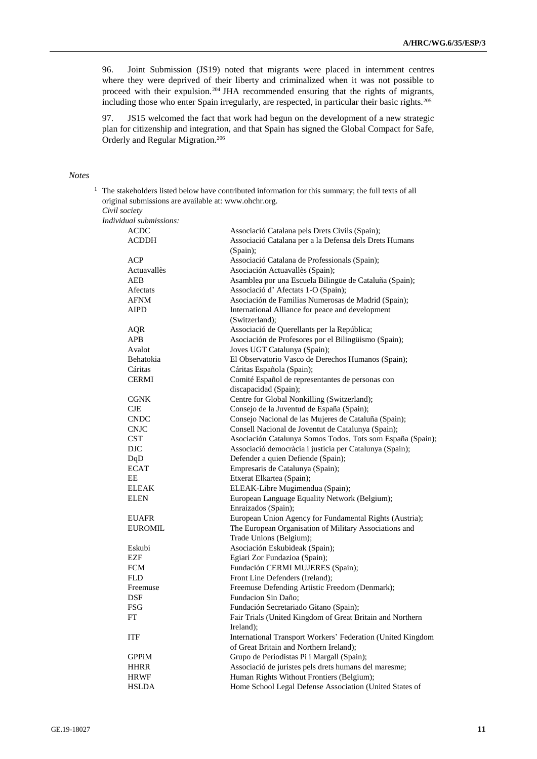96. Joint Submission (JS19) noted that migrants were placed in internment centres where they were deprived of their liberty and criminalized when it was not possible to proceed with their expulsion.[204] JHA recommended ensuring that the rights of migrants, including those who enter Spain irregularly, are respected, in particular their basic rights.[205]

97. JS15 welcomed the fact that work had begun on the development of a new strategic plan for citizenship and integration, and that Spain has signed the Global Compact for Safe, Orderly and Regular Migration.[206]

*Notes*

[1] The stakeholders listed below have contributed information for this summary; the full texts of all original submissions are available at: www.ohchr.org.

*Civil society*

*Individual submissions:*

| | |
|---|---|
| ACDC | Associació Catalana pels Drets Civils (Spain); |
| ACDDH | Associació Catalana per a la Defensa dels Drets Humans (Spain); |
| ACP | Associació Catalana de Professionals (Spain); |
| Actuavallès | Asociación Actuavallès (Spain); |
| AEB | Asamblea por una Escuela Bilingüe de Cataluña (Spain); |
| Afectats | Associació d' Afectats 1-O (Spain); |
| AFNM | Asociación de Familias Numerosas de Madrid (Spain); |
| AIPD | International Alliance for peace and development (Switzerland); |
| AQR | Associació de Querellants per la República; |
| APB | Asociación de Profesores por el Bilingüismo (Spain); |
| Avalot | Joves UGT Catalunya (Spain); |
| Behatokia | El Observatorio Vasco de Derechos Humanos (Spain); |
| Cáritas | Cáritas Española (Spain); |
| CERMI | Comité Español de representantes de personas con discapacidad (Spain); |
| CGNK | Centre for Global Nonkilling (Switzerland); |
| CJE | Consejo de la Juventud de España (Spain); |
| CNDC | Consejo Nacional de las Mujeres de Cataluña (Spain); |
| CNJC | Consell Nacional de Joventut de Catalunya (Spain); |
| CST | Asociación Catalunya Somos Todos. Tots som España (Spain); |
| DJC | Associació democràcia i justicia per Catalunya (Spain); |
| DqD | Defender a quien Defiende (Spain); |
| ECAT | Empresaris de Catalunya (Spain); |
| EE | Etxerat Elkartea (Spain); |
| ELEAK | ELEAK-Libre Mugimendua (Spain); |
| ELEN | European Language Equality Network (Belgium); Enraizados (Spain); |
| EUAFR | European Union Agency for Fundamental Rights (Austria); |
| EUROMIL | The European Organisation of Military Associations and Trade Unions (Belgium); |
| Eskubi | Asociación Eskubideak (Spain); |
| EZF | Egiari Zor Fundazioa (Spain); |
| FCM | Fundación CERMI MUJERES (Spain); |
| FLD | Front Line Defenders (Ireland); |
| Freemuse | Freemuse Defending Artistic Freedom (Denmark); |
| DSF | Fundacion Sin Daño; |
| FSG | Fundación Secretariado Gitano (Spain); |
| FT | Fair Trials (United Kingdom of Great Britain and Northern Ireland); |
| ITF | International Transport Workers' Federation (United Kingdom of Great Britain and Northern Ireland); |
| GPPiM | Grupo de Periodistas Pi i Margall (Spain); |
| HHRR | Associació de juristes pels drets humans del maresme; |
| HRWF | Human Rights Without Frontiers (Belgium); |
| HSLDA | Home School Legal Defense Association (United States of |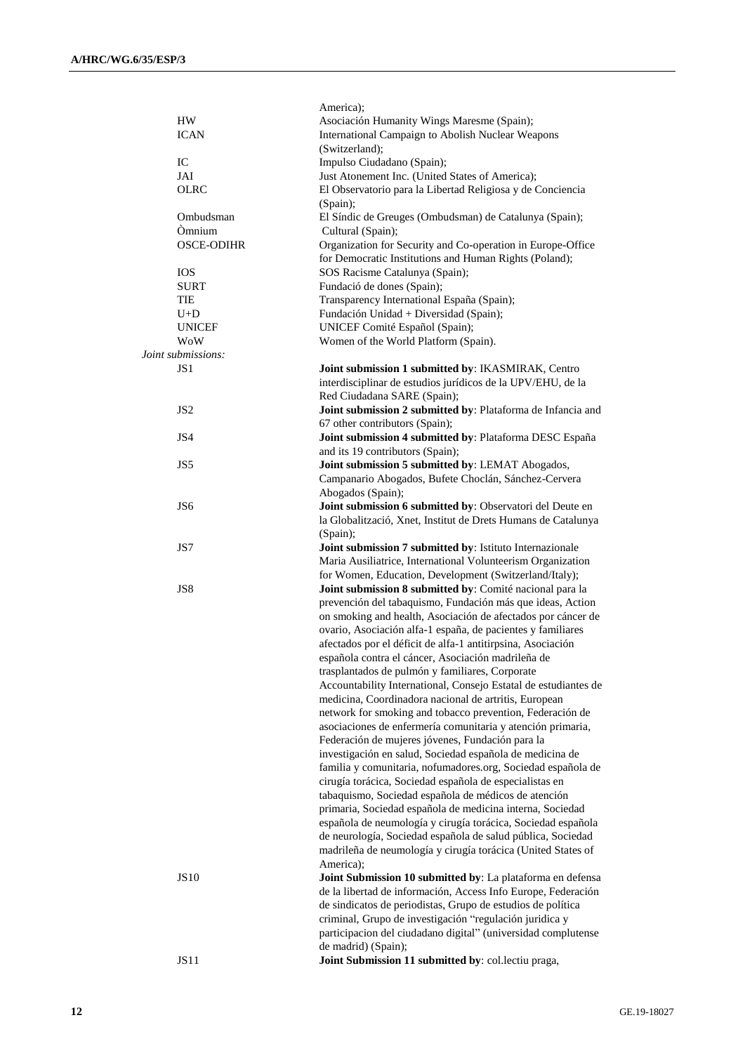| | |
|---|---|
| | America); |
| HW | Asociación Humanity Wings Maresme (Spain); |
| ICAN | International Campaign to Abolish Nuclear Weapons (Switzerland); |
| IC | Impulso Ciudadano (Spain); |
| JAI | Just Atonement Inc. (United States of America); |
| OLRC | El Observatorio para la Libertad Religiosa y de Conciencia (Spain); |
| Ombudsman | El Síndic de Greuges (Ombudsman) de Catalunya (Spain); |
| Òmnium | Cultural (Spain); |
| OSCE-ODIHR | Organization for Security and Co-operation in Europe-Office for Democratic Institutions and Human Rights (Poland); |
| IOS | SOS Racisme Catalunya (Spain); |
| SURT | Fundació de dones (Spain); |
| TIE | Transparency International España (Spain); |
| U+D | Fundación Unidad + Diversidad (Spain); |
| UNICEF | UNICEF Comité Español (Spain); |
| WoW | Women of the World Platform (Spain). |

*Joint submissions:*

| | |
|---|---|
| JS1 | **Joint submission 1 submitted by**: IKASMIRAK, Centro interdisciplinar de estudios jurídicos de la UPV/EHU, de la Red Ciudadana SARE (Spain); |
| JS2 | **Joint submission 2 submitted by**: Plataforma de Infancia and 67 other contributors (Spain); |
| JS4 | **Joint submission 4 submitted by**: Plataforma DESC España and its 19 contributors (Spain); |
| JS5 | **Joint submission 5 submitted by**: LEMAT Abogados, Campanario Abogados, Bufete Choclán, Sánchez-Cervera Abogados (Spain); |
| JS6 | **Joint submission 6 submitted by**: Observatori del Deute en la Globalització, Xnet, Institut de Drets Humans de Catalunya (Spain); |
| JS7 | **Joint submission 7 submitted by**: Istituto Internazionale Maria Ausiliatrice, International Volunteerism Organization for Women, Education, Development (Switzerland/Italy); |
| JS8 | **Joint submission 8 submitted by**: Comité nacional para la prevención del tabaquismo, Fundación más que ideas, Action on smoking and health, Asociación de afectados por cáncer de ovario, Asociación alfa-1 españa, de pacientes y familiares afectados por el déficit de alfa-1 antitirpsina, Asociación española contra el cáncer, Asociación madrileña de trasplantados de pulmón y familiares, Corporate Accountability International, Consejo Estatal de estudiantes de medicina, Coordinadora nacional de artritis, European network for smoking and tobacco prevention, Federación de asociaciones de enfermería comunitaria y atención primaria, Federación de mujeres jóvenes, Fundación para la investigación en salud, Sociedad española de medicina de familia y comunitaria, nofumadores.org, Sociedad española de cirugía torácica, Sociedad española de especialistas en tabaquismo, Sociedad española de médicos de atención primaria, Sociedad española de medicina interna, Sociedad española de neumología y cirugía torácica, Sociedad española de neurología, Sociedad española de salud pública, Sociedad madrileña de neumología y cirugía torácica (United States of America); |
| JS10 | **Joint Submission 10 submitted by**: La plataforma en defensa de la libertad de información, Access Info Europe, Federación de sindicatos de periodistas, Grupo de estudios de política criminal, Grupo de investigación "regulación juridica y participacion del ciudadano digital" (universidad complutense de madrid) (Spain); |
| JS11 | **Joint Submission 11 submitted by**: col.lectiu praga, |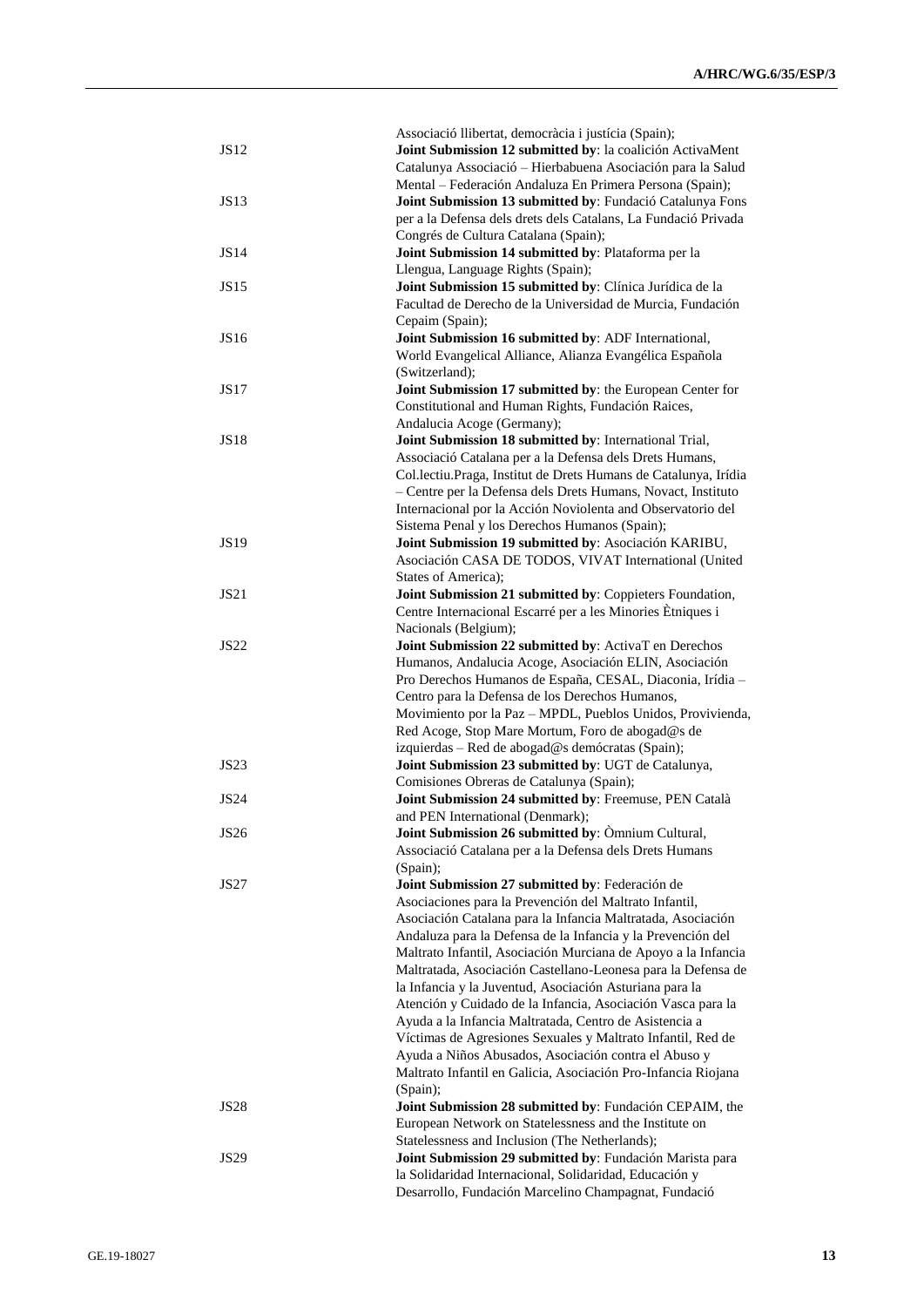Associació llibertat, democràcia i justícia (Spain);

| | |
|---|---|
| JS12 | **Joint Submission 12 submitted by**: la coalición ActivaMent Catalunya Associació – Hierbabuena Asociación para la Salud Mental – Federación Andaluza En Primera Persona (Spain); |
| JS13 | **Joint Submission 13 submitted by**: Fundació Catalunya Fons per a la Defensa dels drets dels Catalans, La Fundació Privada Congrés de Cultura Catalana (Spain); |
| JS14 | **Joint Submission 14 submitted by**: Plataforma per la Llengua, Language Rights (Spain); |
| JS15 | **Joint Submission 15 submitted by**: Clínica Jurídica de la Facultad de Derecho de la Universidad de Murcia, Fundación Cepaim (Spain); |
| JS16 | **Joint Submission 16 submitted by**: ADF International, World Evangelical Alliance, Alianza Evangélica Española (Switzerland); |
| JS17 | **Joint Submission 17 submitted by**: the European Center for Constitutional and Human Rights, Fundación Raices, Andalucia Acoge (Germany); |
| JS18 | **Joint Submission 18 submitted by**: International Trial, Associació Catalana per a la Defensa dels Drets Humans, Col.lectiu.Praga, Institut de Drets Humans de Catalunya, Irídia – Centre per la Defensa dels Drets Humans, Novact, Instituto Internacional por la Acción Noviolenta and Observatorio del Sistema Penal y los Derechos Humanos (Spain); |
| JS19 | **Joint Submission 19 submitted by**: Asociación KARIBU, Asociación CASA DE TODOS, VIVAT International (United States of America); |
| JS21 | **Joint Submission 21 submitted by**: Coppieters Foundation, Centre Internacional Escarré per a les Minories Ètniques i Nacionals (Belgium); |
| JS22 | **Joint Submission 22 submitted by**: ActivaT en Derechos Humanos, Andalucia Acoge, Asociación ELIN, Asociación Pro Derechos Humanos de España, CESAL, Diaconia, Irídia – Centro para la Defensa de los Derechos Humanos, Movimiento por la Paz – MPDL, Pueblos Unidos, Provivienda, Red Acoge, Stop Mare Mortum, Foro de abogad@s de izquierdas – Red de abogad@s demócratas (Spain); |
| JS23 | **Joint Submission 23 submitted by**: UGT de Catalunya, Comisiones Obreras de Catalunya (Spain); |
| JS24 | **Joint Submission 24 submitted by**: Freemuse, PEN Català and PEN International (Denmark); |
| JS26 | **Joint Submission 26 submitted by**: Òmnium Cultural, Associació Catalana per a la Defensa dels Drets Humans (Spain); |
| JS27 | **Joint Submission 27 submitted by**: Federación de Asociaciones para la Prevención del Maltrato Infantil, Asociación Catalana para la Infancia Maltratada, Asociación Andaluza para la Defensa de la Infancia y la Prevención del Maltrato Infantil, Asociación Murciana de Apoyo a la Infancia Maltratada, Asociación Castellano-Leonesa para la Defensa de la Infancia y la Juventud, Asociación Asturiana para la Atención y Cuidado de la Infancia, Asociación Vasca para la Ayuda a la Infancia Maltratada, Centro de Asistencia a Víctimas de Agresiones Sexuales y Maltrato Infantil, Red de Ayuda a Niños Abusados, Asociación contra el Abuso y Maltrato Infantil en Galicia, Asociación Pro-Infancia Riojana (Spain); |
| JS28 | **Joint Submission 28 submitted by**: Fundación CEPAIM, the European Network on Statelessness and the Institute on Statelessness and Inclusion (The Netherlands); |
| JS29 | **Joint Submission 29 submitted by**: Fundación Marista para la Solidaridad Internacional, Solidaridad, Educación y Desarrollo, Fundación Marcelino Champagnat, Fundació |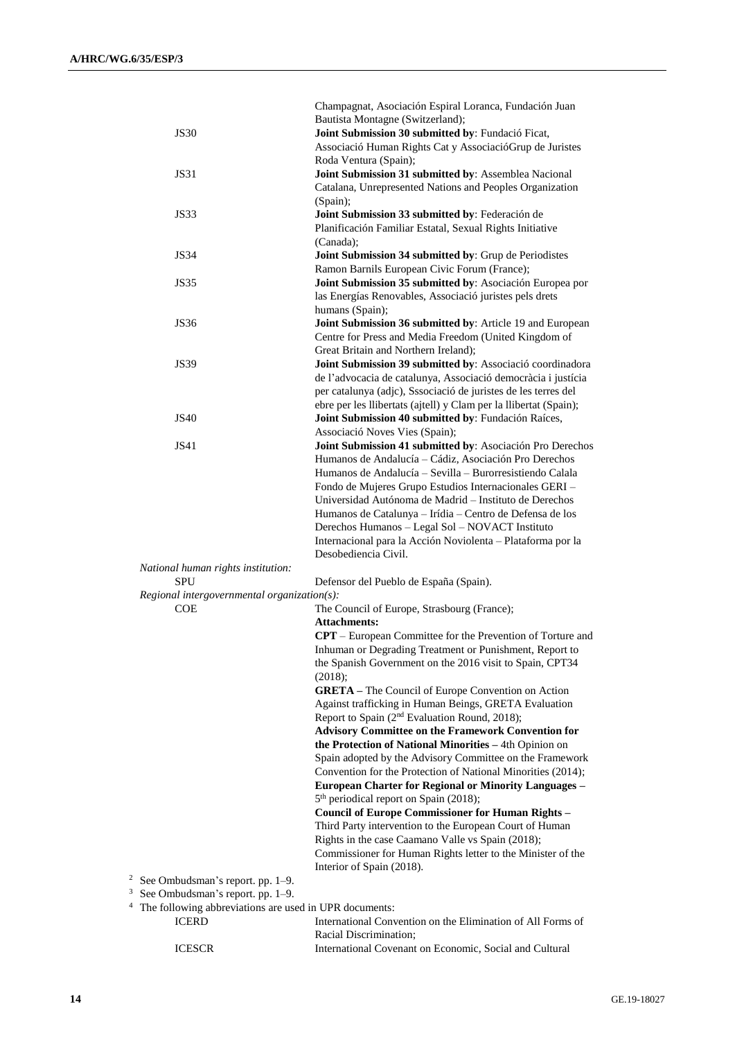Champagnat, Asociación Espiral Loranca, Fundación Juan Bautista Montagne (Switzerland);

JS30 — **Joint Submission 30 submitted by**: Fundació Ficat, Associació Human Rights Cat y AssociacióGrup de Juristes Roda Ventura (Spain);

JS31 — **Joint Submission 31 submitted by**: Assemblea Nacional Catalana, Unrepresented Nations and Peoples Organization (Spain);

JS33 — **Joint Submission 33 submitted by**: Federación de Planificación Familiar Estatal, Sexual Rights Initiative (Canada);

JS34 — **Joint Submission 34 submitted by**: Grup de Periodistes Ramon Barnils European Civic Forum (France);

JS35 — **Joint Submission 35 submitted by**: Asociación Europea por las Energías Renovables, Associació juristes pels drets humans (Spain);

JS36 — **Joint Submission 36 submitted by**: Article 19 and European Centre for Press and Media Freedom (United Kingdom of Great Britain and Northern Ireland);

JS39 — **Joint Submission 39 submitted by**: Associació coordinadora de l'advocacia de catalunya, Associació democràcia i justícia per catalunya (adjc), Sssociació de juristes de les terres del ebre per les llibertats (ajtell) y Clam per la llibertat (Spain);

JS40 — **Joint Submission 40 submitted by**: Fundación Raíces, Associació Noves Vies (Spain);

JS41 — **Joint Submission 41 submitted by**: Asociación Pro Derechos Humanos de Andalucía – Cádiz, Asociación Pro Derechos Humanos de Andalucía – Sevilla – Burorresistiendo Calala Fondo de Mujeres Grupo Estudios Internacionales GERI – Universidad Autónoma de Madrid – Instituto de Derechos Humanos de Catalunya – Irídia – Centro de Defensa de los Derechos Humanos – Legal Sol – NOVACT Instituto Internacional para la Acción Noviolenta – Plataforma por la Desobediencia Civil.

*National human rights institution:*

SPU — Defensor del Pueblo de España (Spain).

*Regional intergovernmental organization(s):*

COE — The Council of Europe, Strasbourg (France);

**Attachments:**

**CPT** – European Committee for the Prevention of Torture and Inhuman or Degrading Treatment or Punishment, Report to the Spanish Government on the 2016 visit to Spain, CPT34 (2018);

**GRETA –** The Council of Europe Convention on Action Against trafficking in Human Beings, GRETA Evaluation Report to Spain (2nd Evaluation Round, 2018);

**Advisory Committee on the Framework Convention for the Protection of National Minorities –** 4th Opinion on Spain adopted by the Advisory Committee on the Framework Convention for the Protection of National Minorities (2014);

**European Charter for Regional or Minority Languages –** 5th periodical report on Spain (2018);

**Council of Europe Commissioner for Human Rights –** Third Party intervention to the European Court of Human Rights in the case Caamano Valle vs Spain (2018); Commissioner for Human Rights letter to the Minister of the Interior of Spain (2018).

[2] See Ombudsman's report. pp. 1–9.

[3] See Ombudsman's report. pp. 1–9.

[4] The following abbreviations are used in UPR documents:

ICERD — International Convention on the Elimination of All Forms of Racial Discrimination;

ICESCR — International Covenant on Economic, Social and Cultural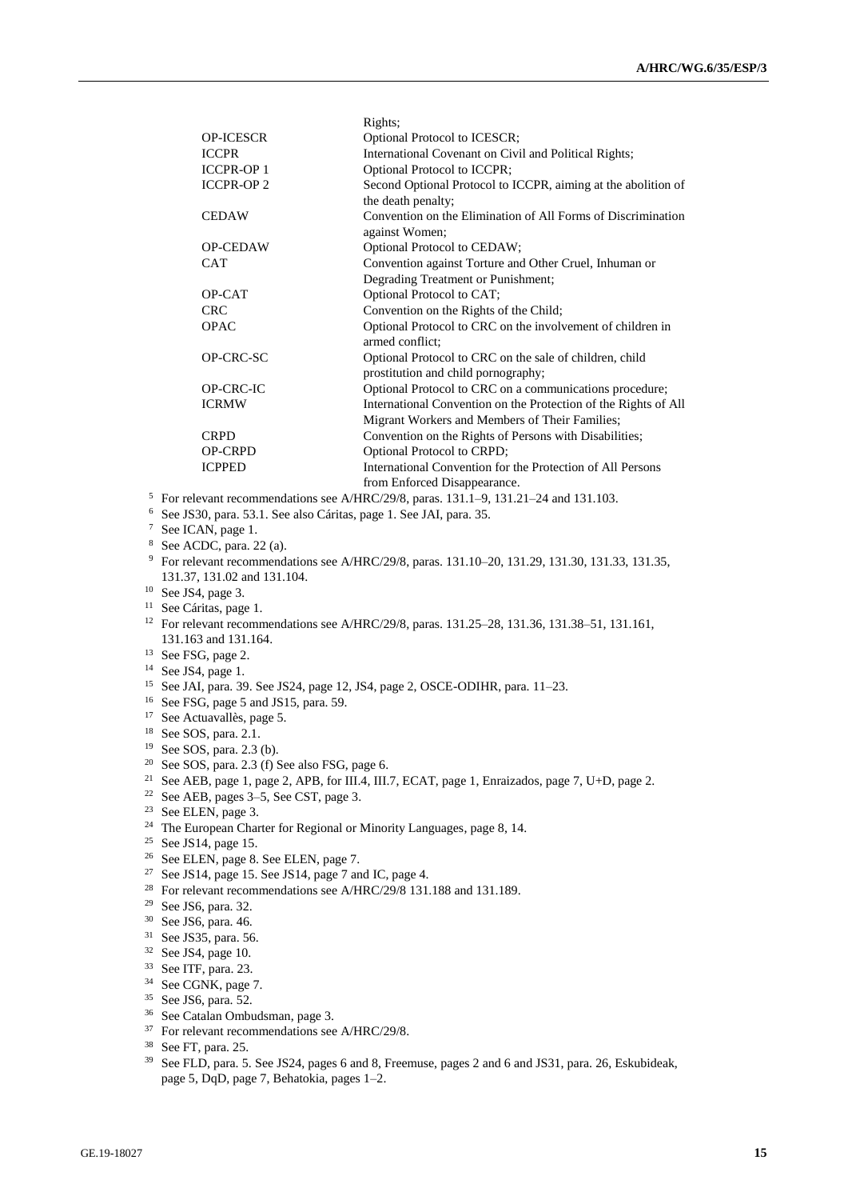| | |
|---|---|
| | Rights; |
| OP-ICESCR | Optional Protocol to ICESCR; |
| ICCPR | International Covenant on Civil and Political Rights; |
| ICCPR-OP 1 | Optional Protocol to ICCPR; |
| ICCPR-OP 2 | Second Optional Protocol to ICCPR, aiming at the abolition of the death penalty; |
| CEDAW | Convention on the Elimination of All Forms of Discrimination against Women; |
| OP-CEDAW | Optional Protocol to CEDAW; |
| CAT | Convention against Torture and Other Cruel, Inhuman or Degrading Treatment or Punishment; |
| OP-CAT | Optional Protocol to CAT; |
| CRC | Convention on the Rights of the Child; |
| OPAC | Optional Protocol to CRC on the involvement of children in armed conflict; |
| OP-CRC-SC | Optional Protocol to CRC on the sale of children, child prostitution and child pornography; |
| OP-CRC-IC | Optional Protocol to CRC on a communications procedure; |
| ICRMW | International Convention on the Protection of the Rights of All Migrant Workers and Members of Their Families; |
| CRPD | Convention on the Rights of Persons with Disabilities; |
| OP-CRPD | Optional Protocol to CRPD; |
| ICPPED | International Convention for the Protection of All Persons from Enforced Disappearance. |

[5] For relevant recommendations see A/HRC/29/8, paras. 131.1–9, 131.21–24 and 131.103.

[6] See JS30, para. 53.1. See also Cáritas, page 1. See JAI, para. 35.

[7] See ICAN, page 1.

[8] See ACDC, para. 22 (a).

[9] For relevant recommendations see A/HRC/29/8, paras. 131.10–20, 131.29, 131.30, 131.33, 131.35, 131.37, 131.02 and 131.104.

[10] See JS4, page 3.

[11] See Cáritas, page 1.

[12] For relevant recommendations see A/HRC/29/8, paras. 131.25–28, 131.36, 131.38–51, 131.161, 131.163 and 131.164.

[13] See FSG, page 2.

[14] See JS4, page 1.

[15] See JAI, para. 39. See JS24, page 12, JS4, page 2, OSCE-ODIHR, para. 11–23.

[16] See FSG, page 5 and JS15, para. 59.

[17] See Actuavallès, page 5.

[18] See SOS, para. 2.1.

[19] See SOS, para. 2.3 (b).

[20] See SOS, para. 2.3 (f) See also FSG, page 6.

[21] See AEB, page 1, page 2, APB, for III.4, III.7, ECAT, page 1, Enraizados, page 7, U+D, page 2.

[22] See AEB, pages 3–5, See CST, page 3.

[23] See ELEN, page 3.

[24] The European Charter for Regional or Minority Languages, page 8, 14.

[25] See JS14, page 15.

[26] See ELEN, page 8. See ELEN, page 7.

[27] See JS14, page 15. See JS14, page 7 and IC, page 4.

[28] For relevant recommendations see A/HRC/29/8 131.188 and 131.189.

[29] See JS6, para. 32.

[30] See JS6, para. 46.

[31] See JS35, para. 56.

[32] See JS4, page 10.

[33] See ITF, para. 23.

[34] See CGNK, page 7.

[35] See JS6, para. 52.

[36] See Catalan Ombudsman, page 3.

[37] For relevant recommendations see A/HRC/29/8.

[38] See FT, para. 25.

[39] See FLD, para. 5. See JS24, pages 6 and 8, Freemuse, pages 2 and 6 and JS31, para. 26, Eskubideak, page 5, DqD, page 7, Behatokia, pages 1–2.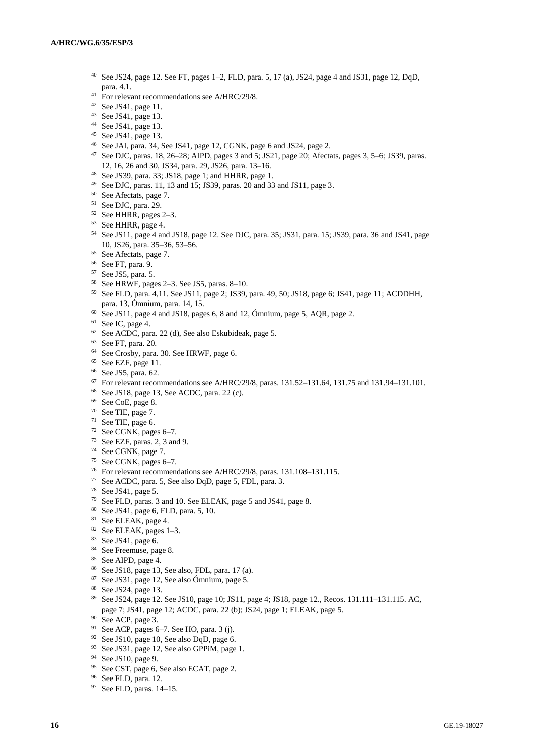[40] See JS24, page 12. See FT, pages 1–2, FLD, para. 5, 17 (a), JS24, page 4 and JS31, page 12, DqD, para. 4.1.

[41] For relevant recommendations see A/HRC/29/8.

[42] See JS41, page 11.

[43] See JS41, page 13.

[44] See JS41, page 13.

[45] See JS41, page 13.

[46] See JAI, para. 34, See JS41, page 12, CGNK, page 6 and JS24, page 2.

[47] See DJC, paras. 18, 26–28; AIPD, pages 3 and 5; JS21, page 20; Afectats, pages 3, 5–6; JS39, paras. 12, 16, 26 and 30, JS34, para. 29, JS26, para. 13–16.

[48] See JS39, para. 33; JS18, page 1; and HHRR, page 1.

[49] See DJC, paras. 11, 13 and 15; JS39, paras. 20 and 33 and JS11, page 3.

[50] See Afectats, page 7.

[51] See DJC, para. 29.

[52] See HHRR, pages 2–3.

[53] See HHRR, page 4.

[54] See JS11, page 4 and JS18, page 12. See DJC, para. 35; JS31, para. 15; JS39, para. 36 and JS41, page 10, JS26, para. 35–36, 53–56.

[55] See Afectats, page 7.

[56] See FT, para. 9.

[57] See JS5, para. 5.

[58] See HRWF, pages 2–3. See JS5, paras. 8–10.

[59] See FLD, para. 4,11. See JS11, page 2; JS39, para. 49, 50; JS18, page 6; JS41, page 11; ACDDHH, para. 13, Ómnium, para. 14, 15.

[60] See JS11, page 4 and JS18, pages 6, 8 and 12, Ómnium, page 5, AQR, page 2.

[61] See IC, page 4.

[62] See ACDC, para. 22 (d), See also Eskubideak, page 5.

[63] See FT, para. 20.

[64] See Crosby, para. 30. See HRWF, page 6.

[65] See EZF, page 11.

[66] See JS5, para. 62.

[67] For relevant recommendations see A/HRC/29/8, paras. 131.52–131.64, 131.75 and 131.94–131.101.

[68] See JS18, page 13, See ACDC, para. 22 (c).

[69] See CoE, page 8.

[70] See TIE, page 7.

[71] See TIE, page 6.

[72] See CGNK, pages 6–7.

[73] See EZF, paras. 2, 3 and 9.

[74] See CGNK, page 7.

[75] See CGNK, pages 6–7.

[76] For relevant recommendations see A/HRC/29/8, paras. 131.108–131.115.

[77] See ACDC, para. 5, See also DqD, page 5, FDL, para. 3.

[78] See JS41, page 5.

[79] See FLD, paras. 3 and 10. See ELEAK, page 5 and JS41, page 8.

[80] See JS41, page 6, FLD, para. 5, 10.

[81] See ELEAK, page 4.

[82] See ELEAK, pages 1–3.

[83] See JS41, page 6.

[84] See Freemuse, page 8.

[85] See AIPD, page 4.

[86] See JS18, page 13, See also, FDL, para. 17 (a).

[87] See JS31, page 12, See also Ómnium, page 5.

[88] See JS24, page 13.

[89] See JS24, page 12. See JS10, page 10; JS11, page 4; JS18, page 12., Recos. 131.111–131.115. AC, page 7; JS41, page 12; ACDC, para. 22 (b); JS24, page 1; ELEAK, page 5.

[90] See ACP, page 3.

[91] See ACP, pages 6–7. See HO, para. 3 (j).

[92] See JS10, page 10, See also DqD, page 6.

[93] See JS31, page 12, See also GPPiM, page 1.

[94] See JS10, page 9.

[95] See CST, page 6, See also ECAT, page 2.

[96] See FLD, para. 12.

[97] See FLD, paras. 14–15.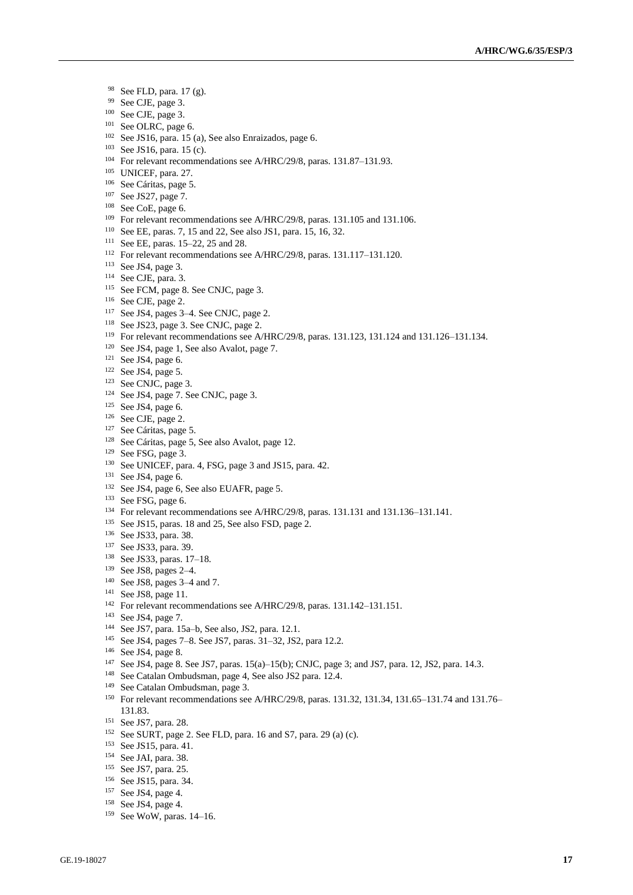[98] See FLD, para. 17 (g).
[99] See CJE, page 3.
[100] See CJE, page 3.
[101] See OLRC, page 6.
[102] See JS16, para. 15 (a), See also Enraizados, page 6.
[103] See JS16, para. 15 (c).
[104] For relevant recommendations see A/HRC/29/8, paras. 131.87–131.93.
[105] UNICEF, para. 27.
[106] See Cáritas, page 5.
[107] See JS27, page 7.
[108] See CoE, page 6.
[109] For relevant recommendations see A/HRC/29/8, paras. 131.105 and 131.106.
[110] See EE, paras. 7, 15 and 22, See also JS1, para. 15, 16, 32.
[111] See EE, paras. 15–22, 25 and 28.
[112] For relevant recommendations see A/HRC/29/8, paras. 131.117–131.120.
[113] See JS4, page 3.
[114] See CJE, para. 3.
[115] See FCM, page 8. See CNJC, page 3.
[116] See CJE, page 2.
[117] See JS4, pages 3–4. See CNJC, page 2.
[118] See JS23, page 3. See CNJC, page 2.
[119] For relevant recommendations see A/HRC/29/8, paras. 131.123, 131.124 and 131.126–131.134.
[120] See JS4, page 1, See also Avalot, page 7.
[121] See JS4, page 6.
[122] See JS4, page 5.
[123] See CNJC, page 3.
[124] See JS4, page 7. See CNJC, page 3.
[125] See JS4, page 6.
[126] See CJE, page 2.
[127] See Cáritas, page 5.
[128] See Cáritas, page 5, See also Avalot, page 12.
[129] See FSG, page 3.
[130] See UNICEF, para. 4, FSG, page 3 and JS15, para. 42.
[131] See JS4, page 6.
[132] See JS4, page 6, See also EUAFR, page 5.
[133] See FSG, page 6.
[134] For relevant recommendations see A/HRC/29/8, paras. 131.131 and 131.136–131.141.
[135] See JS15, paras. 18 and 25, See also FSD, page 2.
[136] See JS33, para. 38.
[137] See JS33, para. 39.
[138] See JS33, paras. 17–18.
[139] See JS8, pages 2–4.
[140] See JS8, pages 3–4 and 7.
[141] See JS8, page 11.
[142] For relevant recommendations see A/HRC/29/8, paras. 131.142–131.151.
[143] See JS4, page 7.
[144] See JS7, para. 15a–b, See also, JS2, para. 12.1.
[145] See JS4, pages 7–8. See JS7, paras. 31–32, JS2, para 12.2.
[146] See JS4, page 8.
[147] See JS4, page 8. See JS7, paras. 15(a)–15(b); CNJC, page 3; and JS7, para. 12, JS2, para. 14.3.
[148] See Catalan Ombudsman, page 4, See also JS2 para. 12.4.
[149] See Catalan Ombudsman, page 3.
[150] For relevant recommendations see A/HRC/29/8, paras. 131.32, 131.34, 131.65–131.74 and 131.76–131.83.
[151] See JS7, para. 28.
[152] See SURT, page 2. See FLD, para. 16 and S7, para. 29 (a) (c).
[153] See JS15, para. 41.
[154] See JAI, para. 38.
[155] See JS7, para. 25.
[156] See JS15, para. 34.
[157] See JS4, page 4.
[158] See JS4, page 4.
[159] See WoW, paras. 14–16.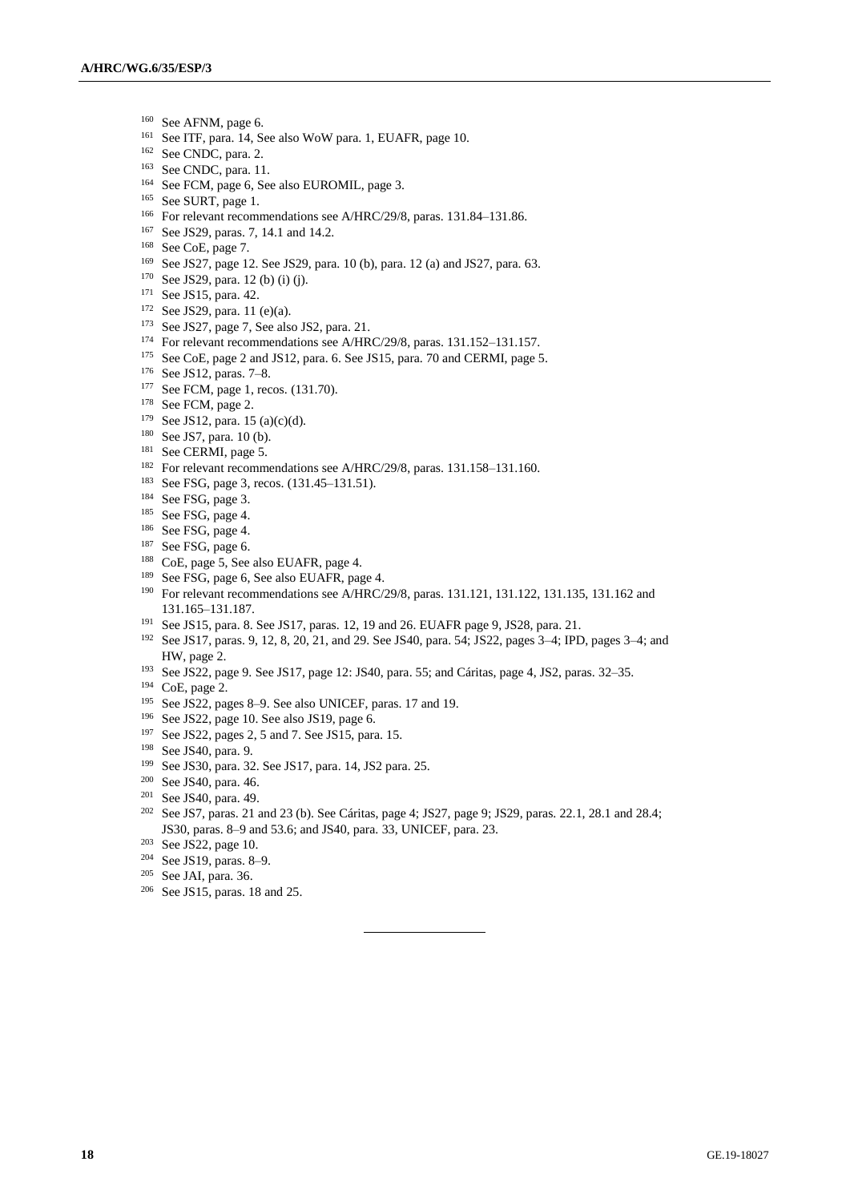[160] See AFNM, page 6.

[161] See ITF, para. 14, See also WoW para. 1, EUAFR, page 10.

[162] See CNDC, para. 2.

[163] See CNDC, para. 11.

[164] See FCM, page 6, See also EUROMIL, page 3.

[165] See SURT, page 1.

[166] For relevant recommendations see A/HRC/29/8, paras. 131.84–131.86.

[167] See JS29, paras. 7, 14.1 and 14.2.

[168] See CoE, page 7.

[169] See JS27, page 12. See JS29, para. 10 (b), para. 12 (a) and JS27, para. 63.

[170] See JS29, para. 12 (b) (i) (j).

[171] See JS15, para. 42.

[172] See JS29, para. 11 (e)(a).

[173] See JS27, page 7, See also JS2, para. 21.

[174] For relevant recommendations see A/HRC/29/8, paras. 131.152–131.157.

[175] See CoE, page 2 and JS12, para. 6. See JS15, para. 70 and CERMI, page 5.

[176] See JS12, paras. 7–8.

[177] See FCM, page 1, recos. (131.70).

[178] See FCM, page 2.

[179] See JS12, para. 15 (a)(c)(d).

[180] See JS7, para. 10 (b).

[181] See CERMI, page 5.

[182] For relevant recommendations see A/HRC/29/8, paras. 131.158–131.160.

[183] See FSG, page 3, recos. (131.45–131.51).

[184] See FSG, page 3.

[185] See FSG, page 4.

[186] See FSG, page 4.

[187] See FSG, page 6.

[188] CoE, page 5, See also EUAFR, page 4.

[189] See FSG, page 6, See also EUAFR, page 4.

[190] For relevant recommendations see A/HRC/29/8, paras. 131.121, 131.122, 131.135, 131.162 and 131.165–131.187.

[191] See JS15, para. 8. See JS17, paras. 12, 19 and 26. EUAFR page 9, JS28, para. 21.

[192] See JS17, paras. 9, 12, 8, 20, 21, and 29. See JS40, para. 54; JS22, pages 3–4; IPD, pages 3–4; and HW, page 2.

[193] See JS22, page 9. See JS17, page 12: JS40, para. 55; and Cáritas, page 4, JS2, paras. 32–35.

[194] CoE, page 2.

[195] See JS22, pages 8–9. See also UNICEF, paras. 17 and 19.

[196] See JS22, page 10. See also JS19, page 6.

[197] See JS22, pages 2, 5 and 7. See JS15, para. 15.

[198] See JS40, para. 9.

[199] See JS30, para. 32. See JS17, para. 14, JS2 para. 25.

[200] See JS40, para. 46.

[201] See JS40, para. 49.

[202] See JS7, paras. 21 and 23 (b). See Cáritas, page 4; JS27, page 9; JS29, paras. 22.1, 28.1 and 28.4; JS30, paras. 8–9 and 53.6; and JS40, para. 33, UNICEF, para. 23.

[203] See JS22, page 10.

[204] See JS19, paras. 8–9.

[205] See JAI, para. 36.

[206] See JS15, paras. 18 and 25.